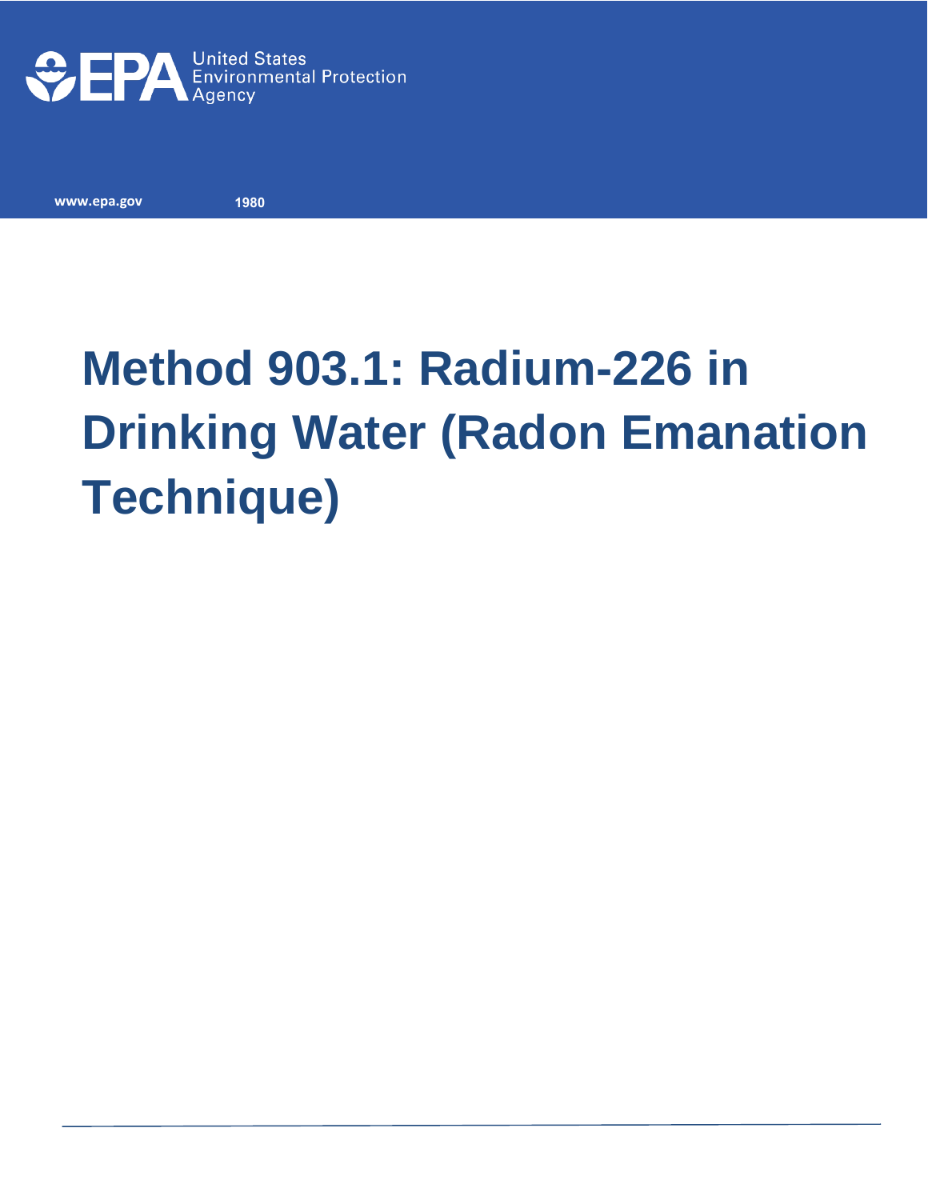United States Environmental Protection Agency

www.epa.gov 1980

# Method 903.1: Radium-226 in Drinking Water (Radon Emanation Technique)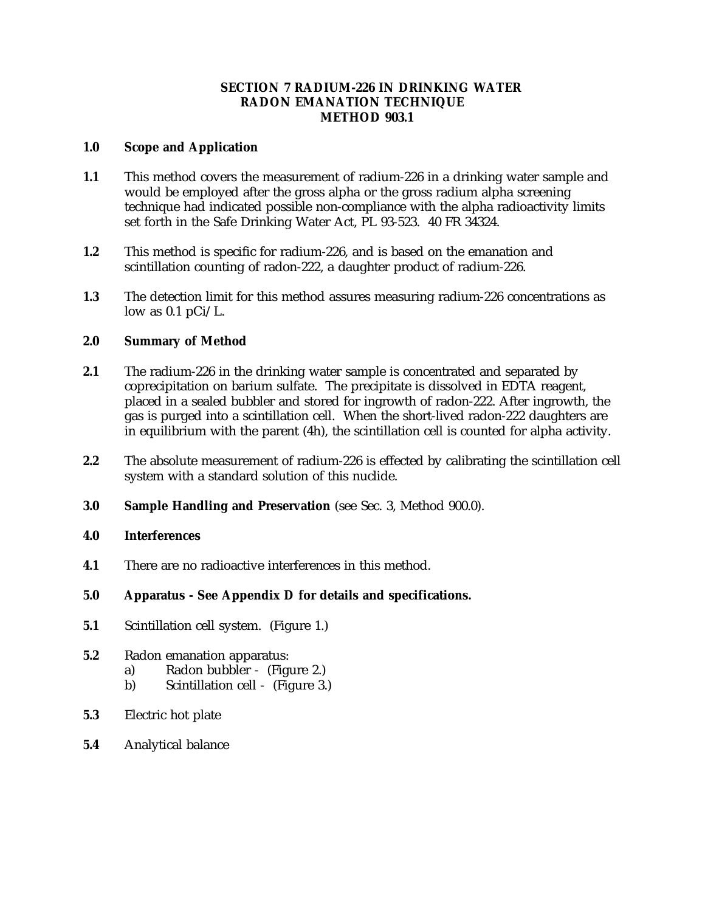# SECTION 7 RADIUM-226 IN DRINKING WATER
## RADON EMANATION TECHNIQUE
## METHOD 903.1

**1.0 Scope and Application**

**1.1** This method covers the measurement of radium-226 in a drinking water sample and would be employed after the gross alpha or the gross radium alpha screening technique had indicated possible non-compliance with the alpha radioactivity limits set forth in the Safe Drinking Water Act, PL 93-523. 40 FR 34324.

**1.2** This method is specific for radium-226, and is based on the emanation and scintillation counting of radon-222, a daughter product of radium-226.

**1.3** The detection limit for this method assures measuring radium-226 concentrations as low as 0.1 pCi/L.

**2.0 Summary of Method**

**2.1** The radium-226 in the drinking water sample is concentrated and separated by coprecipitation on barium sulfate. The precipitate is dissolved in EDTA reagent, placed in a sealed bubbler and stored for ingrowth of radon-222. After ingrowth, the gas is purged into a scintillation cell. When the short-lived radon-222 daughters are in equilibrium with the parent (4h), the scintillation cell is counted for alpha activity.

**2.2** The absolute measurement of radium-226 is effected by calibrating the scintillation cell system with a standard solution of this nuclide.

**3.0 Sample Handling and Preservation** (see Sec. 3, Method 900.0).

**4.0 Interferences**

**4.1** There are no radioactive interferences in this method.

**5.0 Apparatus - See Appendix D for details and specifications.**

**5.1** Scintillation cell system. (Figure 1.)

**5.2** Radon emanation apparatus:
- a) Radon bubbler - (Figure 2.)
- b) Scintillation cell - (Figure 3.)

**5.3** Electric hot plate

**5.4** Analytical balance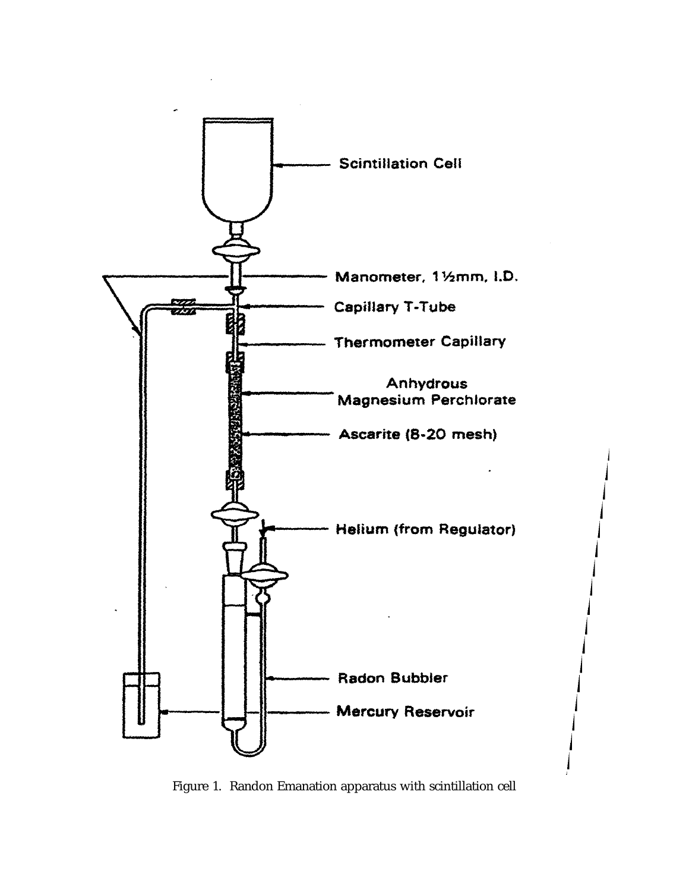Scintillation Cell

Manometer, 1½mm, I.D.

Capillary T-Tube

Thermometer Capillary

Anhydrous Magnesium Perchlorate

Ascarite (8-20 mesh)

Helium (from Regulator)

Radon Bubbler

Mercury Reservoir

Figure 1. Randon Emanation apparatus with scintillation cell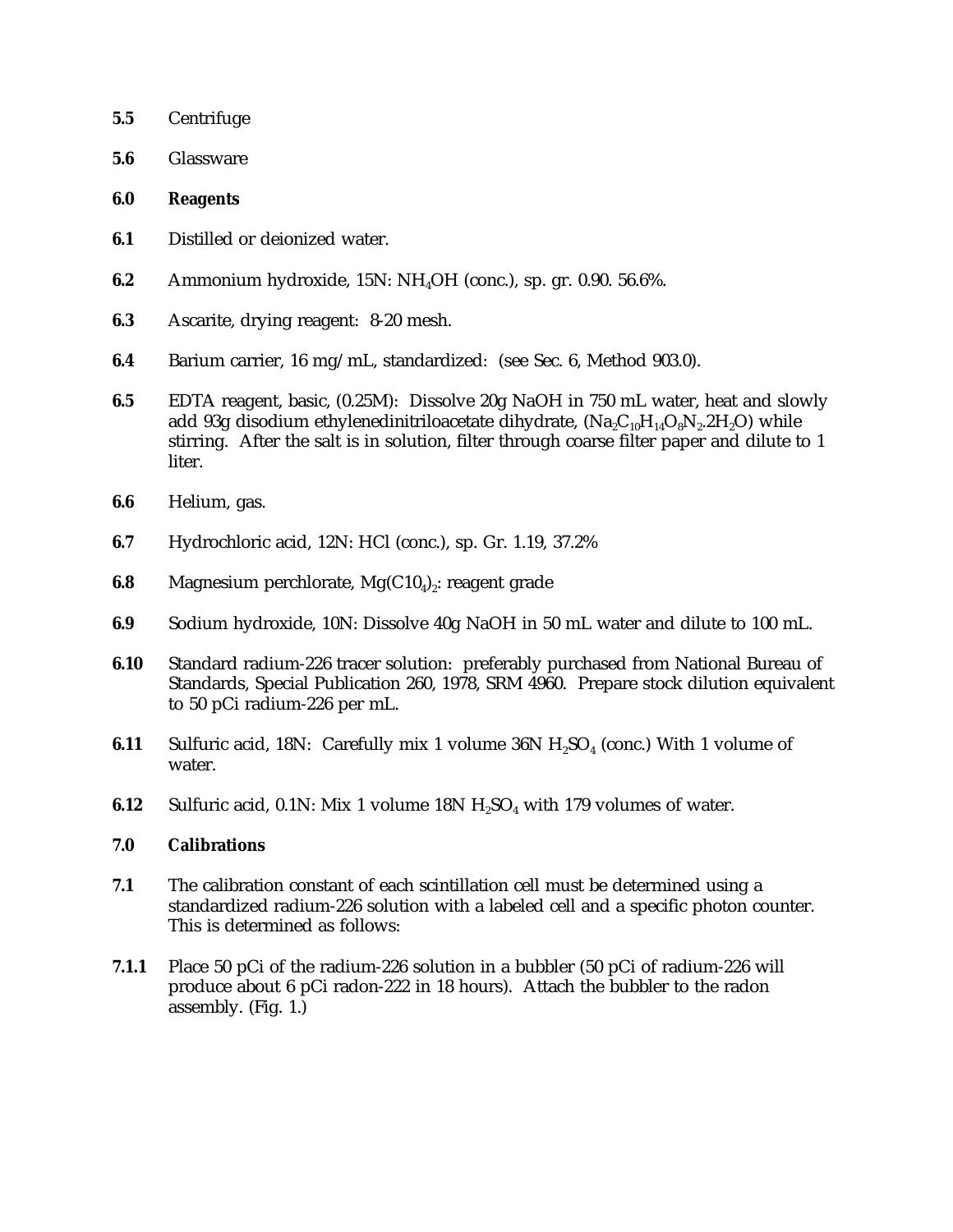**5.5** Centrifuge

**5.6** Glassware

## 6.0 Reagents

**6.1** Distilled or deionized water.

**6.2** Ammonium hydroxide, 15N: $NH_4OH$ (conc.), sp. gr. 0.90. 56.6%.

**6.3** Ascarite, drying reagent: 8-20 mesh.

**6.4** Barium carrier, 16 mg/mL, standardized: (see Sec. 6, Method 903.0).

**6.5** EDTA reagent, basic, (0.25M): Dissolve 20g NaOH in 750 mL water, heat and slowly add 93g disodium ethylenedinitriloacetate dihydrate, ($Na_2C_{10}H_{14}O_8N_2.2H_2O$) while stirring. After the salt is in solution, filter through coarse filter paper and dilute to 1 liter.

**6.6** Helium, gas.

**6.7** Hydrochloric acid, 12N: HCl (conc.), sp. Gr. 1.19, 37.2%

**6.8** Magnesium perchlorate, $Mg(C10_4)_2$: reagent grade

**6.9** Sodium hydroxide, 10N: Dissolve 40g NaOH in 50 mL water and dilute to 100 mL.

**6.10** Standard radium-226 tracer solution: preferably purchased from National Bureau of Standards, Special Publication 260, 1978, SRM 4960. Prepare stock dilution equivalent to 50 pCi radium-226 per mL.

**6.11** Sulfuric acid, 18N: Carefully mix 1 volume 36N $H_2SO_4$ (conc.) With 1 volume of water.

**6.12** Sulfuric acid, 0.1N: Mix 1 volume 18N $H_2SO_4$ with 179 volumes of water.

## 7.0 Calibrations

**7.1** The calibration constant of each scintillation cell must be determined using a standardized radium-226 solution with a labeled cell and a specific photon counter. This is determined as follows:

**7.1.1** Place 50 pCi of the radium-226 solution in a bubbler (50 pCi of radium-226 will produce about 6 pCi radon-222 in 18 hours). Attach the bubbler to the radon assembly. (Fig. 1.)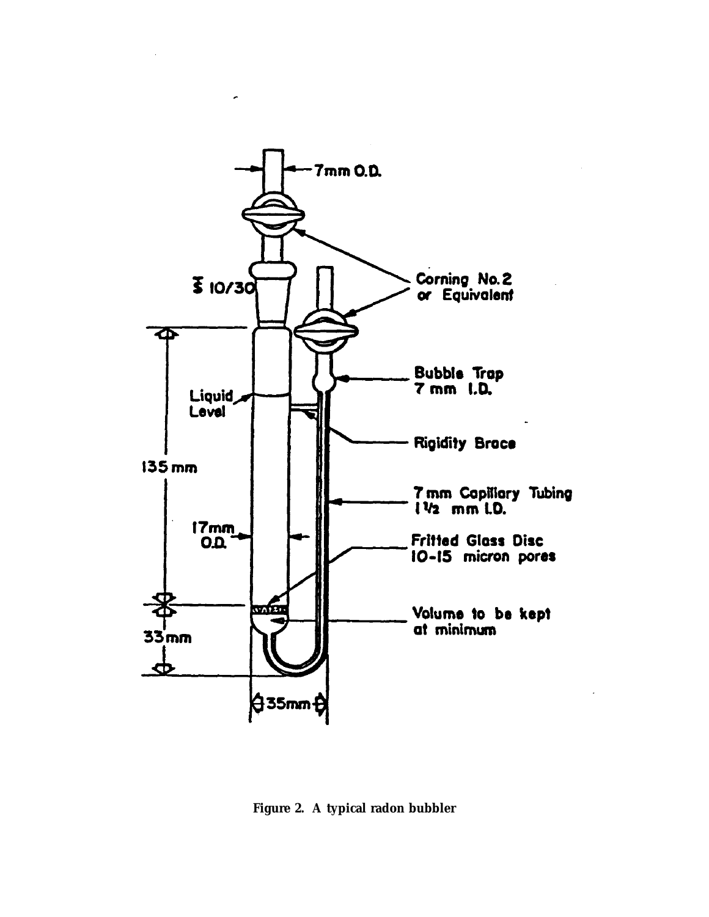**Figure 2. A typical radon bubbler**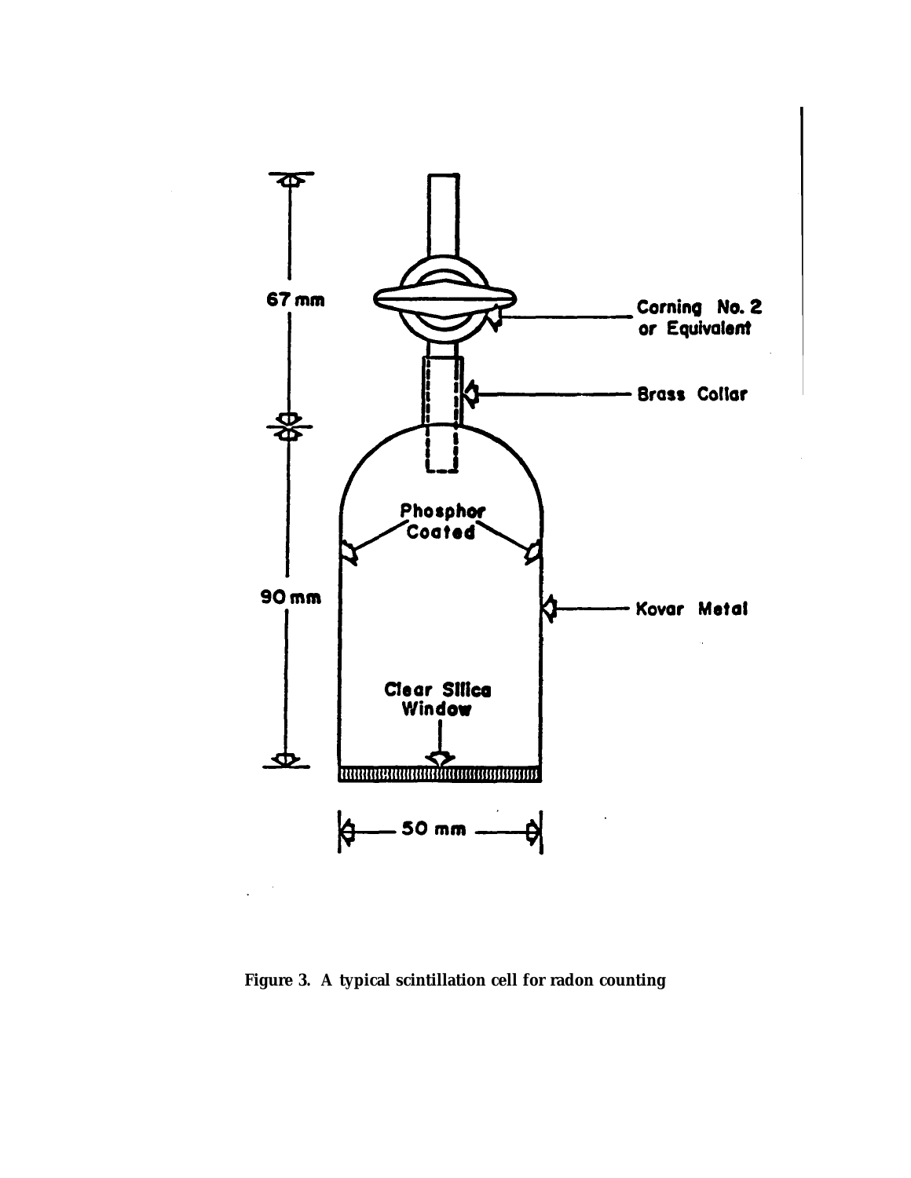67 mm

Corning No. 2 or Equivalent

Brass Collar

Phosphor Coated

90 mm

Kovar Metal

Clear Silica Window

50 mm

**Figure 3. A typical scintillation cell for radon counting**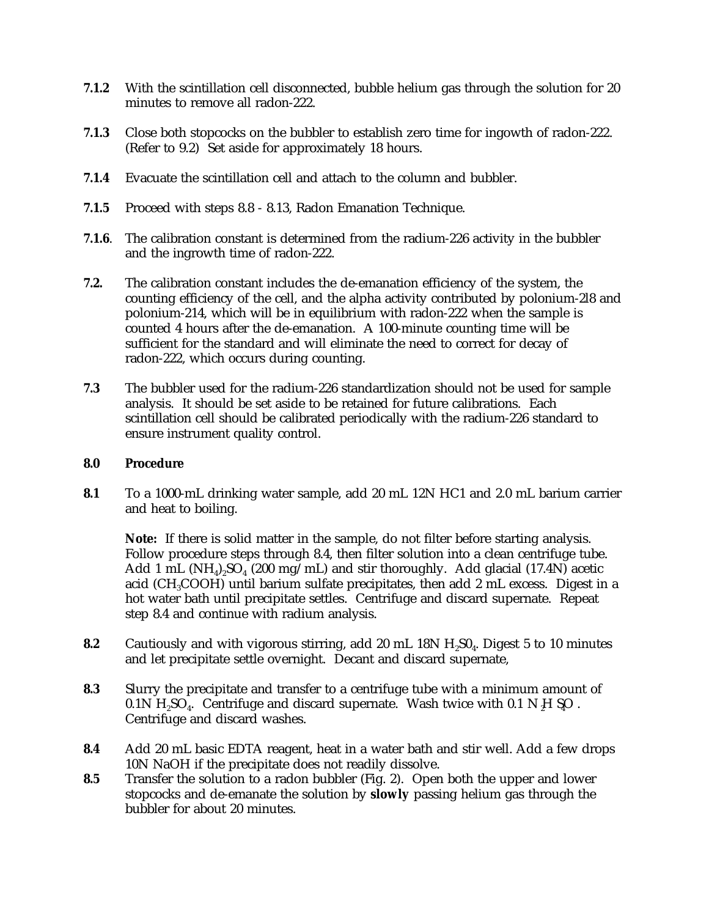**7.1.2** With the scintillation cell disconnected, bubble helium gas through the solution for 20 minutes to remove all radon-222.

**7.1.3** Close both stopcocks on the bubbler to establish zero time for ingowth of radon-222. (Refer to 9.2) Set aside for approximately 18 hours.

**7.1.4** Evacuate the scintillation cell and attach to the column and bubbler.

**7.1.5** Proceed with steps 8.8 - 8.13, Radon Emanation Technique.

**7.1.6**. The calibration constant is determined from the radium-226 activity in the bubbler and the ingrowth time of radon-222.

**7.2.** The calibration constant includes the de-emanation efficiency of the system, the counting efficiency of the cell, and the alpha activity contributed by polonium-2l8 and polonium-214, which will be in equilibrium with radon-222 when the sample is counted 4 hours after the de-emanation. A 100-minute counting time will be sufficient for the standard and will eliminate the need to correct for decay of radon-222, which occurs during counting.

**7.3** The bubbler used for the radium-226 standardization should not be used for sample analysis. It should be set aside to be retained for future calibrations. Each scintillation cell should be calibrated periodically with the radium-226 standard to ensure instrument quality control.

**8.0 Procedure**

**8.1** To a 1000-mL drinking water sample, add 20 mL 12N HC1 and 2.0 mL barium carrier and heat to boiling.

**Note:** If there is solid matter in the sample, do not filter before starting analysis. Follow procedure steps through 8.4, then filter solution into a clean centrifuge tube. Add 1 mL $(NH_4)_2SO_4$ (200 mg/mL) and stir thoroughly. Add glacial (17.4N) acetic acid ($CH_3COOH$) until barium sulfate precipitates, then add 2 mL excess. Digest in a hot water bath until precipitate settles. Centrifuge and discard supernate. Repeat step 8.4 and continue with radium analysis.

**8.2** Cautiously and with vigorous stirring, add 20 mL 18N $H_2S0_4$. Digest 5 to 10 minutes and let precipitate settle overnight. Decant and discard supernate,

**8.3** Slurry the precipitate and transfer to a centrifuge tube with a minimum amount of 0.1N $H_2SO_4$. Centrifuge and discard supernate. Wash twice with 0.1 N $H_2SO_4$. Centrifuge and discard washes.

**8.4** Add 20 mL basic EDTA reagent, heat in a water bath and stir well. Add a few drops 10N NaOH if the precipitate does not readily dissolve.

**8.5** Transfer the solution to a radon bubbler (Fig. 2). Open both the upper and lower stopcocks and de-emanate the solution by **slowly** passing helium gas through the bubbler for about 20 minutes.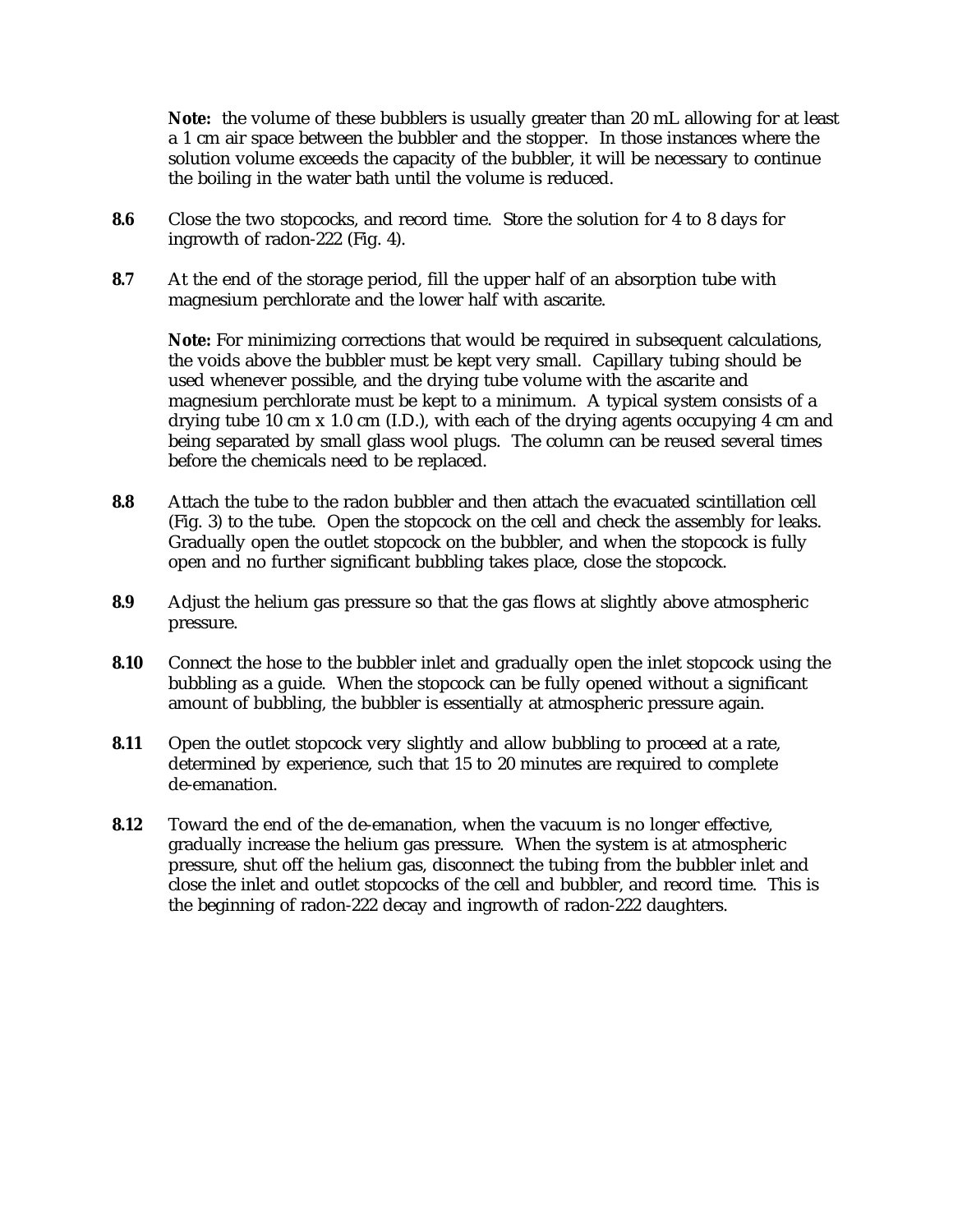**Note:** the volume of these bubblers is usually greater than 20 mL allowing for at least a 1 cm air space between the bubbler and the stopper. In those instances where the solution volume exceeds the capacity of the bubbler, it will be necessary to continue the boiling in the water bath until the volume is reduced.

**8.6** Close the two stopcocks, and record time. Store the solution for 4 to 8 days for ingrowth of radon-222 (Fig. 4).

**8.7** At the end of the storage period, fill the upper half of an absorption tube with magnesium perchlorate and the lower half with ascarite.

**Note:** For minimizing corrections that would be required in subsequent calculations, the voids above the bubbler must be kept very small. Capillary tubing should be used whenever possible, and the drying tube volume with the ascarite and magnesium perchlorate must be kept to a minimum. A typical system consists of a drying tube 10 cm x 1.0 cm (I.D.), with each of the drying agents occupying 4 cm and being separated by small glass wool plugs. The column can be reused several times before the chemicals need to be replaced.

**8.8** Attach the tube to the radon bubbler and then attach the evacuated scintillation cell (Fig. 3) to the tube. Open the stopcock on the cell and check the assembly for leaks. Gradually open the outlet stopcock on the bubbler, and when the stopcock is fully open and no further significant bubbling takes place, close the stopcock.

**8.9** Adjust the helium gas pressure so that the gas flows at slightly above atmospheric pressure.

**8.10** Connect the hose to the bubbler inlet and gradually open the inlet stopcock using the bubbling as a guide. When the stopcock can be fully opened without a significant amount of bubbling, the bubbler is essentially at atmospheric pressure again.

**8.11** Open the outlet stopcock very slightly and allow bubbling to proceed at a rate, determined by experience, such that 15 to 20 minutes are required to complete de-emanation.

**8.12** Toward the end of the de-emanation, when the vacuum is no longer effective, gradually increase the helium gas pressure. When the system is at atmospheric pressure, shut off the helium gas, disconnect the tubing from the bubbler inlet and close the inlet and outlet stopcocks of the cell and bubbler, and record time. This is the beginning of radon-222 decay and ingrowth of radon-222 daughters.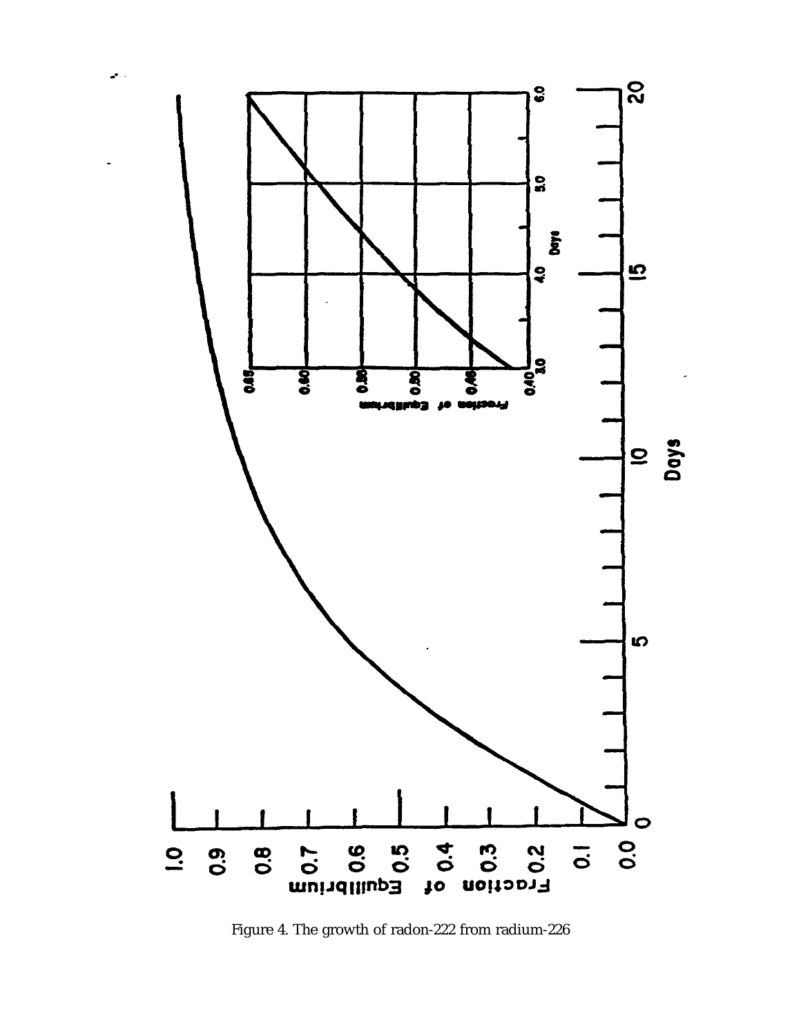Figure 4. The growth of radon-222 from radium-226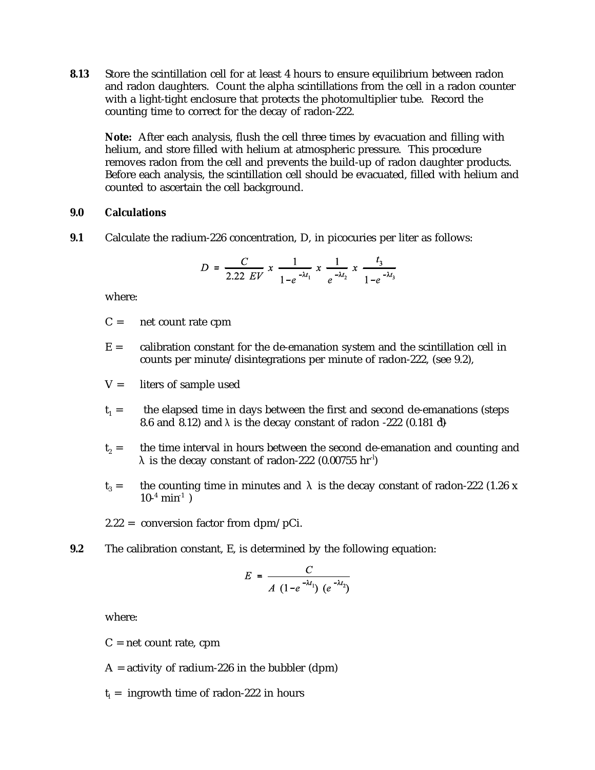**8.13** Store the scintillation cell for at least 4 hours to ensure equilibrium between radon and radon daughters. Count the alpha scintillations from the cell in a radon counter with a light-tight enclosure that protects the photomultiplier tube. Record the counting time to correct for the decay of radon-222.

**Note:** After each analysis, flush the cell three times by evacuation and filling with helium, and store filled with helium at atmospheric pressure. This procedure removes radon from the cell and prevents the build-up of radon daughter products. Before each analysis, the scintillation cell should be evacuated, filled with helium and counted to ascertain the cell background.

## 9.0 Calculations

**9.1** Calculate the radium-226 concentration, D, in picocuries per liter as follows:

$$D = \frac{C}{2.22\ EV} \times \frac{1}{1-e^{-\lambda t_1}} \times \frac{1}{e^{-\lambda t_2}} \times \frac{t_3}{1-e^{-\lambda t_3}}$$

where:

C = net count rate cpm

E = calibration constant for the de-emanation system and the scintillation cell in counts per minute/disintegrations per minute of radon-222, (see 9.2),

V = liters of sample used

$t_1$ = the elapsed time in days between the first and second de-emanations (steps 8.6 and 8.12) and $\lambda$ is the decay constant of radon -222 (0.181 $d^{-1}$)

$t_2$ = the time interval in hours between the second de-emanation and counting and $\lambda$ is the decay constant of radon-222 (0.00755 $hr^{-1}$)

$t_3$ = the counting time in minutes and $\lambda$ is the decay constant of radon-222 ($1.26 \times 10^{-4}$ $min^{-1}$ )

2.22 = conversion factor from dpm/pCi.

**9.2** The calibration constant, E, is determined by the following equation:

$$E = \frac{C}{A\ (1-e^{-\lambda t_1})\ (e^{-\lambda t_2})}$$

where:

C = net count rate, cpm

A = activity of radium-226 in the bubbler (dpm)

$t_1$ = ingrowth time of radon-222 in hours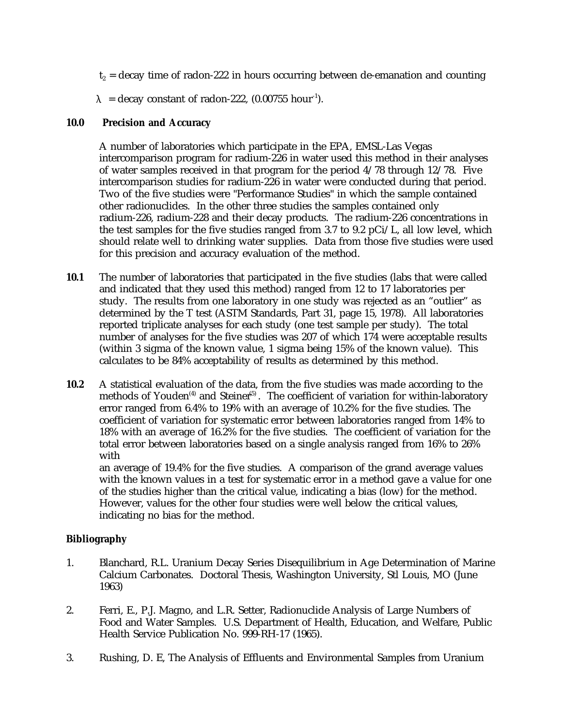$t_2$ = decay time of radon-222 in hours occurring between de-emanation and counting

$\lambda$ = decay constant of radon-222, (0.00755 hour$^{-1}$).

**10.0 Precision and Accuracy**

A number of laboratories which participate in the EPA, EMSL-Las Vegas intercomparison program for radium-226 in water used this method in their analyses of water samples received in that program for the period 4/78 through 12/78. Five intercomparison studies for radium-226 in water were conducted during that period. Two of the five studies were "Performance Studies" in which the sample contained other radionuclides. In the other three studies the samples contained only radium-226, radium-228 and their decay products. The radium-226 concentrations in the test samples for the five studies ranged from 3.7 to 9.2 pCi/L, all low level, which should relate well to drinking water supplies. Data from those five studies were used for this precision and accuracy evaluation of the method.

**10.1** The number of laboratories that participated in the five studies (labs that were called and indicated that they used this method) ranged from 12 to 17 laboratories per study. The results from one laboratory in one study was rejected as an "outlier" as determined by the T test (ASTM Standards, Part 31, page 15, 1978). All laboratories reported triplicate analyses for each study (one test sample per study). The total number of analyses for the five studies was 207 of which 174 were acceptable results (within 3 sigma of the known value, 1 sigma being 15% of the known value). This calculates to be 84% acceptability of results as determined by this method.

**10.2** A statistical evaluation of the data, from the five studies was made according to the methods of Youden[4] and Steiner[5]. The coefficient of variation for within-laboratory error ranged from 6.4% to 19% with an average of 10.2% for the five studies. The coefficient of variation for systematic error between laboratories ranged from 14% to 18% with an average of 16.2% for the five studies. The coefficient of variation for the total error between laboratories based on a single analysis ranged from 16% to 26% with an average of 19.4% for the five studies. A comparison of the grand average values with the known values in a test for systematic error in a method gave a value for one of the studies higher than the critical value, indicating a bias (low) for the method. However, values for the other four studies were well below the critical values, indicating no bias for the method.

**Bibliography**

1. Blanchard, R.L. Uranium Decay Series Disequilibrium in Age Determination of Marine Calcium Carbonates. Doctoral Thesis, Washington University, Stl Louis, MO (June 1963)

2. Ferri, E., P.J. Magno, and L.R. Setter, Radionuclide Analysis of Large Numbers of Food and Water Samples. U.S. Department of Health, Education, and Welfare, Public Health Service Publication No. 999-RH-17 (1965).

3. Rushing, D. E, The Analysis of Effluents and Environmental Samples from Uranium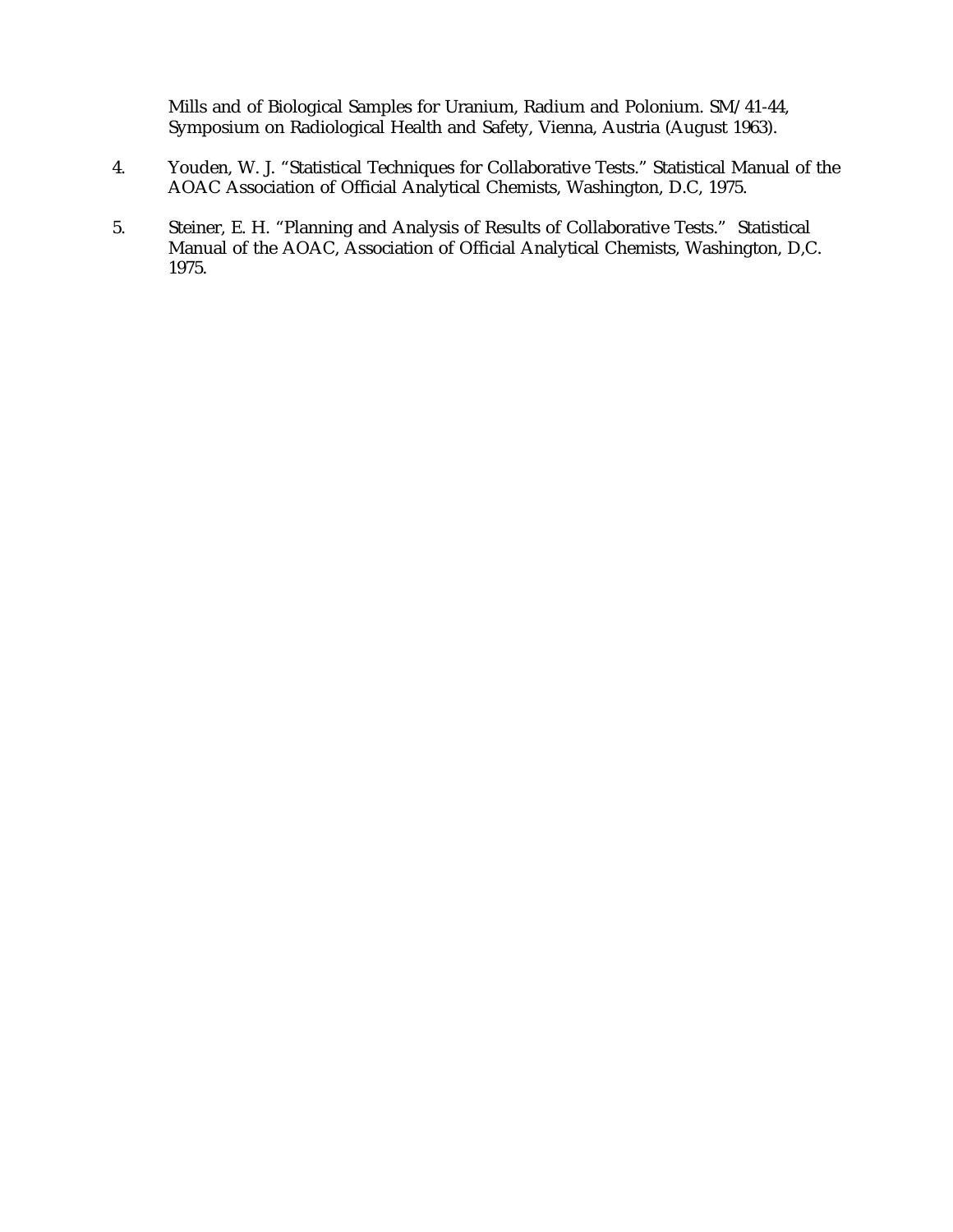Mills and of Biological Samples for Uranium, Radium and Polonium. SM/41-44, Symposium on Radiological Health and Safety, Vienna, Austria (August 1963).

4. Youden, W. J. "Statistical Techniques for Collaborative Tests." Statistical Manual of the AOAC Association of Official Analytical Chemists, Washington, D.C, 1975.

5. Steiner, E. H. "Planning and Analysis of Results of Collaborative Tests." Statistical Manual of the AOAC, Association of Official Analytical Chemists, Washington, D,C. 1975.